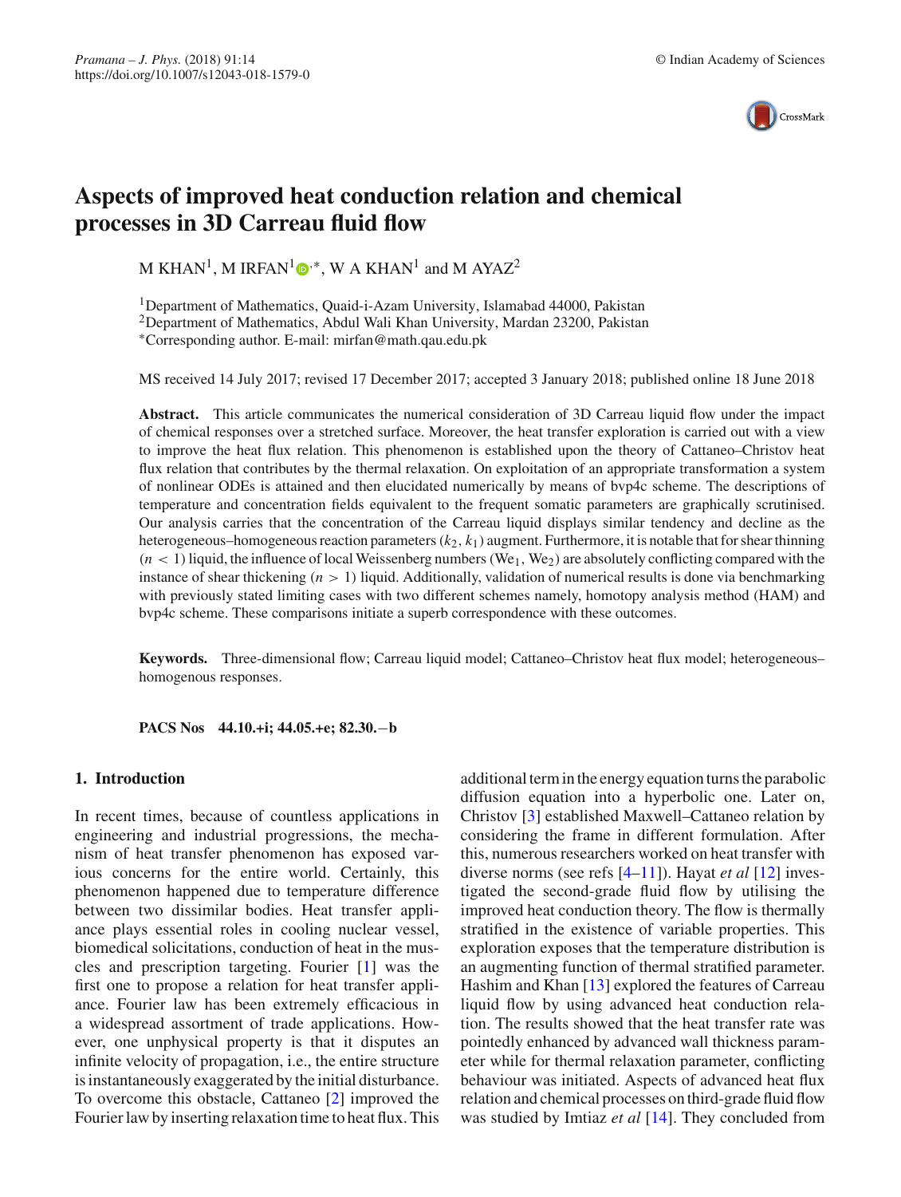# Aspects of improved heat conduction relation and chemical processes in 3D Carreau fluid flow

M KHAN[1], M IRFAN[1,*], W A KHAN[1] and M AYAZ[2]

[1]Department of Mathematics, Quaid-i-Azam University, Islamabad 44000, Pakistan
[2]Department of Mathematics, Abdul Wali Khan University, Mardan 23200, Pakistan
[*]Corresponding author. E-mail: mirfan@math.qau.edu.pk

MS received 14 July 2017; revised 17 December 2017; accepted 3 January 2018; published online 18 June 2018

**Abstract.** This article communicates the numerical consideration of 3D Carreau liquid flow under the impact of chemical responses over a stretched surface. Moreover, the heat transfer exploration is carried out with a view to improve the heat flux relation. This phenomenon is established upon the theory of Cattaneo–Christov heat flux relation that contributes by the thermal relaxation. On exploitation of an appropriate transformation a system of nonlinear ODEs is attained and then elucidated numerically by means of bvp4c scheme. The descriptions of temperature and concentration fields equivalent to the frequent somatic parameters are graphically scrutinised. Our analysis carries that the concentration of the Carreau liquid displays similar tendency and decline as the heterogeneous–homogeneous reaction parameters ($k_2$, $k_1$) augment. Furthermore, it is notable that for shear thinning ($n < 1$) liquid, the influence of local Weissenberg numbers ($We_1$, $We_2$) are absolutely conflicting compared with the instance of shear thickening ($n > 1$) liquid. Additionally, validation of numerical results is done via benchmarking with previously stated limiting cases with two different schemes namely, homotopy analysis method (HAM) and bvp4c scheme. These comparisons initiate a superb correspondence with these outcomes.

**Keywords.** Three-dimensional flow; Carreau liquid model; Cattaneo–Christov heat flux model; heterogeneous–homogenous responses.

**PACS Nos** 44.10.+i; 44.05.+e; 82.30.−b

## 1. Introduction

In recent times, because of countless applications in engineering and industrial progressions, the mechanism of heat transfer phenomenon has exposed various concerns for the entire world. Certainly, this phenomenon happened due to temperature difference between two dissimilar bodies. Heat transfer appliance plays essential roles in cooling nuclear vessel, biomedical solicitations, conduction of heat in the muscles and prescription targeting. Fourier [1] was the first one to propose a relation for heat transfer appliance. Fourier law has been extremely efficacious in a widespread assortment of trade applications. However, one unphysical property is that it disputes an infinite velocity of propagation, i.e., the entire structure is instantaneously exaggerated by the initial disturbance. To overcome this obstacle, Cattaneo [2] improved the Fourier law by inserting relaxation time to heat flux. This additional term in the energy equation turns the parabolic diffusion equation into a hyperbolic one. Later on, Christov [3] established Maxwell–Cattaneo relation by considering the frame in different formulation. After this, numerous researchers worked on heat transfer with diverse norms (see refs [4–11]). Hayat *et al* [12] investigated the second-grade fluid flow by utilising the improved heat conduction theory. The flow is thermally stratified in the existence of variable properties. This exploration exposes that the temperature distribution is an augmenting function of thermal stratified parameter. Hashim and Khan [13] explored the features of Carreau liquid flow by using advanced heat conduction relation. The results showed that the heat transfer rate was pointedly enhanced by advanced wall thickness parameter while for thermal relaxation parameter, conflicting behaviour was initiated. Aspects of advanced heat flux relation and chemical processes on third-grade fluid flow was studied by Imtiaz *et al* [14]. They concluded from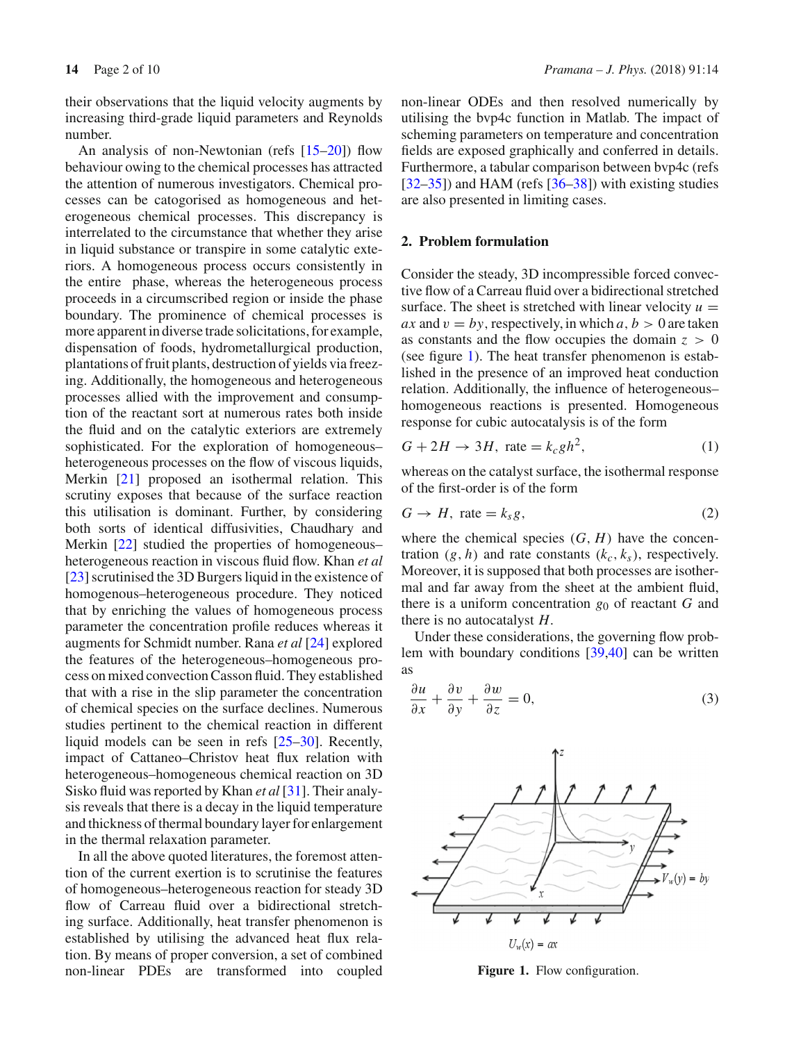their observations that the liquid velocity augments by increasing third-grade liquid parameters and Reynolds number.

An analysis of non-Newtonian (refs [15–20]) flow behaviour owing to the chemical processes has attracted the attention of numerous investigators. Chemical processes can be catogorised as homogeneous and heterogeneous chemical processes. This discrepancy is interrelated to the circumstance that whether they arise in liquid substance or transpire in some catalytic exteriors. A homogeneous process occurs consistently in the entire phase, whereas the heterogeneous process proceeds in a circumscribed region or inside the phase boundary. The prominence of chemical processes is more apparent in diverse trade solicitations, for example, dispensation of foods, hydrometallurgical production, plantations of fruit plants, destruction of yields via freezing. Additionally, the homogeneous and heterogeneous processes allied with the improvement and consumption of the reactant sort at numerous rates both inside the fluid and on the catalytic exteriors are extremely sophisticated. For the exploration of homogeneous–heterogeneous processes on the flow of viscous liquids, Merkin [21] proposed an isothermal relation. This scrutiny exposes that because of the surface reaction this utilisation is dominant. Further, by considering both sorts of identical diffusivities, Chaudhary and Merkin [22] studied the properties of homogeneous–heterogeneous reaction in viscous fluid flow. Khan *et al* [23] scrutinised the 3D Burgers liquid in the existence of homogenous–heterogeneous procedure. They noticed that by enriching the values of homogeneous process parameter the concentration profile reduces whereas it augments for Schmidt number. Rana *et al* [24] explored the features of the heterogeneous–homogeneous process on mixed convection Casson fluid. They established that with a rise in the slip parameter the concentration of chemical species on the surface declines. Numerous studies pertinent to the chemical reaction in different liquid models can be seen in refs [25–30]. Recently, impact of Cattaneo–Christov heat flux relation with heterogeneous–homogeneous chemical reaction on 3D Sisko fluid was reported by Khan *et al* [31]. Their analysis reveals that there is a decay in the liquid temperature and thickness of thermal boundary layer for enlargement in the thermal relaxation parameter.

In all the above quoted literatures, the foremost attention of the current exertion is to scrutinise the features of homogeneous–heterogeneous reaction for steady 3D flow of Carreau fluid over a bidirectional stretching surface. Additionally, heat transfer phenomenon is established by utilising the advanced heat flux relation. By means of proper conversion, a set of combined non-linear PDEs are transformed into coupled non-linear ODEs and then resolved numerically by utilising the bvp4c function in Matlab. The impact of scheming parameters on temperature and concentration fields are exposed graphically and conferred in details. Furthermore, a tabular comparison between bvp4c (refs [32–35]) and HAM (refs [36–38]) with existing studies are also presented in limiting cases.

## 2. Problem formulation

Consider the steady, 3D incompressible forced convective flow of a Carreau fluid over a bidirectional stretched surface. The sheet is stretched with linear velocity $u = ax$ and $v = by$, respectively, in which $a, b > 0$ are taken as constants and the flow occupies the domain $z > 0$ (see figure 1). The heat transfer phenomenon is established in the presence of an improved heat conduction relation. Additionally, the influence of heterogeneous–homogeneous reactions is presented. Homogeneous response for cubic autocatalysis is of the form

$$G + 2H \rightarrow 3H, \text{ rate} = k_c g h^2, \tag{1}$$

whereas on the catalyst surface, the isothermal response of the first-order is of the form

$$G \rightarrow H, \text{ rate} = k_s g, \tag{2}$$

where the chemical species $(G, H)$ have the concentration $(g, h)$ and rate constants $(k_c, k_s)$, respectively. Moreover, it is supposed that both processes are isothermal and far away from the sheet at the ambient fluid, there is a uniform concentration $g_0$ of reactant $G$ and there is no autocatalyst $H$.

Under these considerations, the governing flow problem with boundary conditions [39,40] can be written as

$$\frac{\partial u}{\partial x} + \frac{\partial v}{\partial y} + \frac{\partial w}{\partial z} = 0, \tag{3}$$

**Figure 1.** Flow configuration.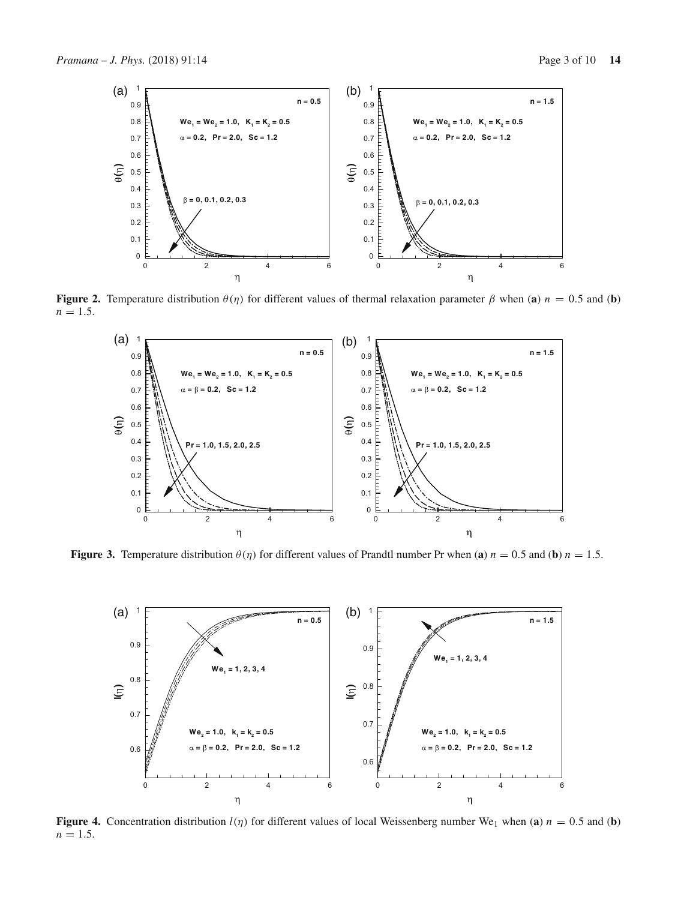**Figure 2.** Temperature distribution $\theta(\eta)$ for different values of thermal relaxation parameter $\beta$ when (**a**) $n = 0.5$ and (**b**) $n = 1.5$.

**Figure 3.** Temperature distribution $\theta(\eta)$ for different values of Prandtl number Pr when (**a**) $n = 0.5$ and (**b**) $n = 1.5$.

**Figure 4.** Concentration distribution $l(\eta)$ for different values of local Weissenberg number $\mathrm{We}_1$ when (**a**) $n = 0.5$ and (**b**) $n = 1.5$.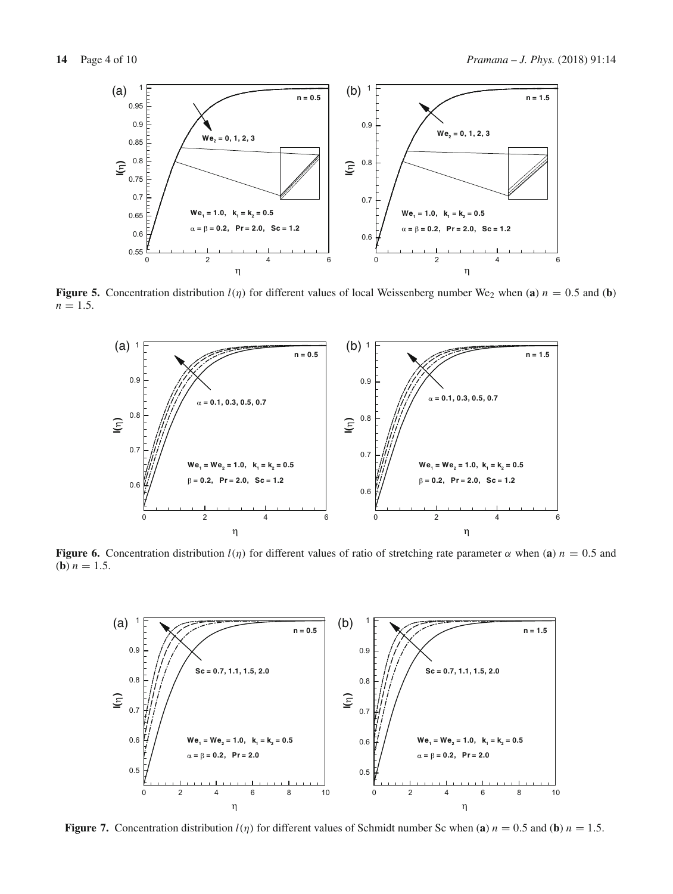**Figure 5.** Concentration distribution $l(\eta)$ for different values of local Weissenberg number $\mathrm{We}_2$ when (**a**) $n = 0.5$ and (**b**) $n = 1.5$.

**Figure 6.** Concentration distribution $l(\eta)$ for different values of ratio of stretching rate parameter $\alpha$ when (**a**) $n = 0.5$ and (**b**) $n = 1.5$.

**Figure 7.** Concentration distribution $l(\eta)$ for different values of Schmidt number Sc when (**a**) $n = 0.5$ and (**b**) $n = 1.5$.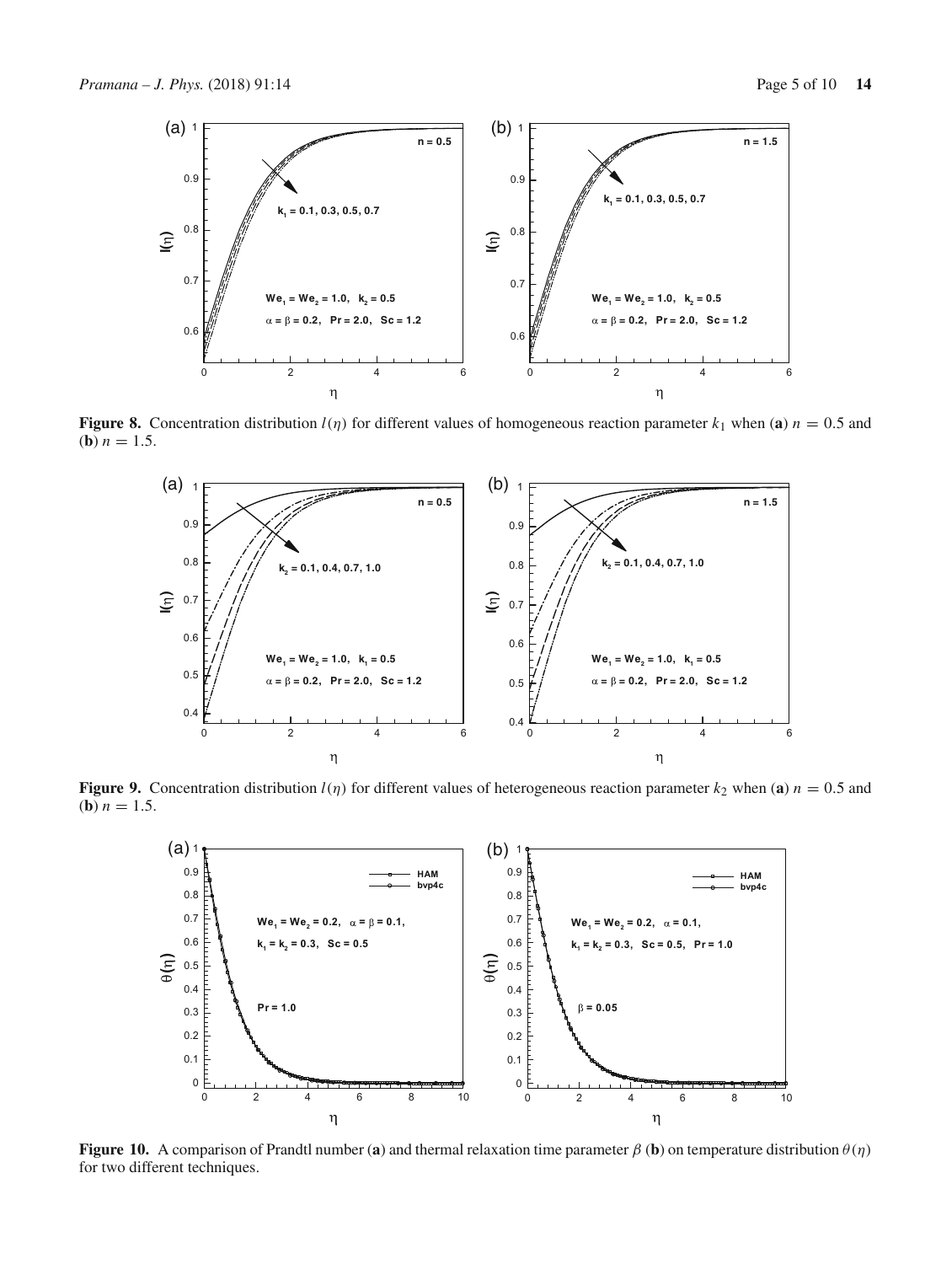**Figure 8.** Concentration distribution $l(\eta)$ for different values of homogeneous reaction parameter $k_1$ when (**a**) $n = 0.5$ and (**b**) $n = 1.5$.

**Figure 9.** Concentration distribution $l(\eta)$ for different values of heterogeneous reaction parameter $k_2$ when (**a**) $n = 0.5$ and (**b**) $n = 1.5$.

**Figure 10.** A comparison of Prandtl number (**a**) and thermal relaxation time parameter $\beta$ (**b**) on temperature distribution $\theta(\eta)$ for two different techniques.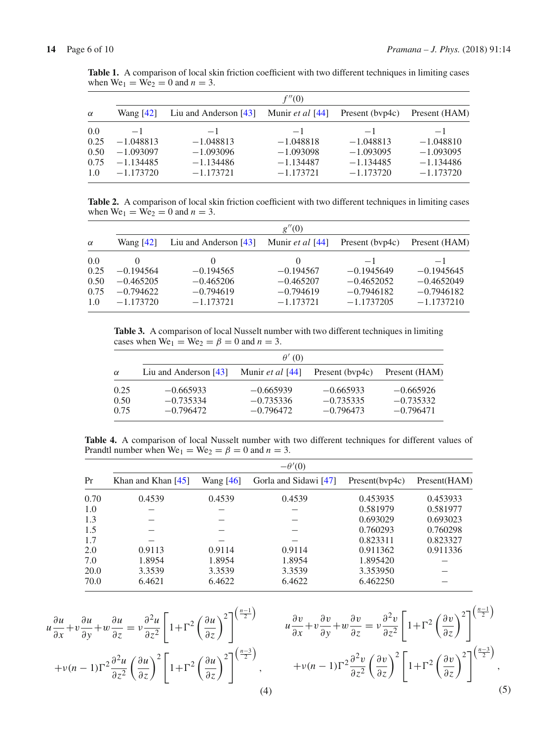**Table 1.** A comparison of local skin friction coefficient with two different techniques in limiting cases when $We_1 = We_2 = 0$ and $n = 3$.

| $\alpha$ | $f''(0)$ | | | | |
|---|---|---|---|---|---|
| | Wang [42] | Liu and Anderson [43] | Munir *et al* [44] | Present (bvp4c) | Present (HAM) |
| 0.0 | −1 | −1 | −1 | −1 | −1 |
| 0.25 | −1.048813 | −1.048813 | −1.048818 | −1.048813 | −1.048810 |
| 0.50 | −1.093097 | −1.093096 | −1.093098 | −1.093095 | −1.093095 |
| 0.75 | −1.134485 | −1.134486 | −1.134487 | −1.134485 | −1.134486 |
| 1.0 | −1.173720 | −1.173721 | −1.173721 | −1.173720 | −1.173720 |

**Table 2.** A comparison of local skin friction coefficient with two different techniques in limiting cases when $We_1 = We_2 = 0$ and $n = 3$.

| $\alpha$ | $g''(0)$ | | | | |
|---|---|---|---|---|---|
| | Wang [42] | Liu and Anderson [43] | Munir *et al* [44] | Present (bvp4c) | Present (HAM) |
| 0.0 | 0 | 0 | 0 | −1 | −1 |
| 0.25 | −0.194564 | −0.194565 | −0.194567 | −0.1945649 | −0.1945645 |
| 0.50 | −0.465205 | −0.465206 | −0.465207 | −0.4652052 | −0.4652049 |
| 0.75 | −0.794622 | −0.794619 | −0.794619 | −0.7946182 | −0.7946182 |
| 1.0 | −1.173720 | −1.173721 | −1.173721 | −1.1737205 | −1.1737210 |

**Table 3.** A comparison of local Nusselt number with two different techniques in limiting cases when $We_1 = We_2 = \beta = 0$ and $n = 3$.

| $\alpha$ | $\theta'(0)$ | | | |
|---|---|---|---|---|
| | Liu and Anderson [43] | Munir *et al* [44] | Present (bvp4c) | Present (HAM) |
| 0.25 | −0.665933 | −0.665939 | −0.665933 | −0.665926 |
| 0.50 | −0.735334 | −0.735336 | −0.735335 | −0.735332 |
| 0.75 | −0.796472 | −0.796472 | −0.796473 | −0.796471 |

**Table 4.** A comparison of local Nusselt number with two different techniques for different values of Prandtl number when $We_1 = We_2 = \beta = 0$ and $n = 3$.

| Pr | $-\theta'(0)$ | | | | |
|---|---|---|---|---|---|
| | Khan and Khan [45] | Wang [46] | Gorla and Sidawi [47] | Present(bvp4c) | Present(HAM) |
| 0.70 | 0.4539 | 0.4539 | 0.4539 | 0.453935 | 0.453933 |
| 1.0 | – | – | – | 0.581979 | 0.581977 |
| 1.3 | – | – | – | 0.693029 | 0.693023 |
| 1.5 | – | – | – | 0.760293 | 0.760298 |
| 1.7 | – | – | – | 0.823311 | 0.823327 |
| 2.0 | 0.9113 | 0.9114 | 0.9114 | 0.911362 | 0.911336 |
| 7.0 | 1.8954 | 1.8954 | 1.8954 | 1.895420 | – |
| 20.0 | 3.3539 | 3.3539 | 3.3539 | 3.353950 | – |
| 70.0 | 6.4621 | 6.4622 | 6.4622 | 6.462250 | – |

$$u\frac{\partial u}{\partial x}+v\frac{\partial u}{\partial y}+w\frac{\partial u}{\partial z} = \nu\frac{\partial^2 u}{\partial z^2}\left[1+\Gamma^2\left(\frac{\partial u}{\partial z}\right)^2\right]^{\left(\frac{n-1}{2}\right)} +\nu(n-1)\Gamma^2\frac{\partial^2 u}{\partial z^2}\left(\frac{\partial u}{\partial z}\right)^2\left[1+\Gamma^2\left(\frac{\partial u}{\partial z}\right)^2\right]^{\left(\frac{n-3}{2}\right)}, \tag{4}$$

$$u\frac{\partial v}{\partial x}+v\frac{\partial v}{\partial y}+w\frac{\partial v}{\partial z} = \nu\frac{\partial^2 v}{\partial z^2}\left[1+\Gamma^2\left(\frac{\partial v}{\partial z}\right)^2\right]^{\left(\frac{n-1}{2}\right)} +\nu(n-1)\Gamma^2\frac{\partial^2 v}{\partial z^2}\left(\frac{\partial v}{\partial z}\right)^2\left[1+\Gamma^2\left(\frac{\partial v}{\partial z}\right)^2\right]^{\left(\frac{n-3}{2}\right)}, \tag{5}$$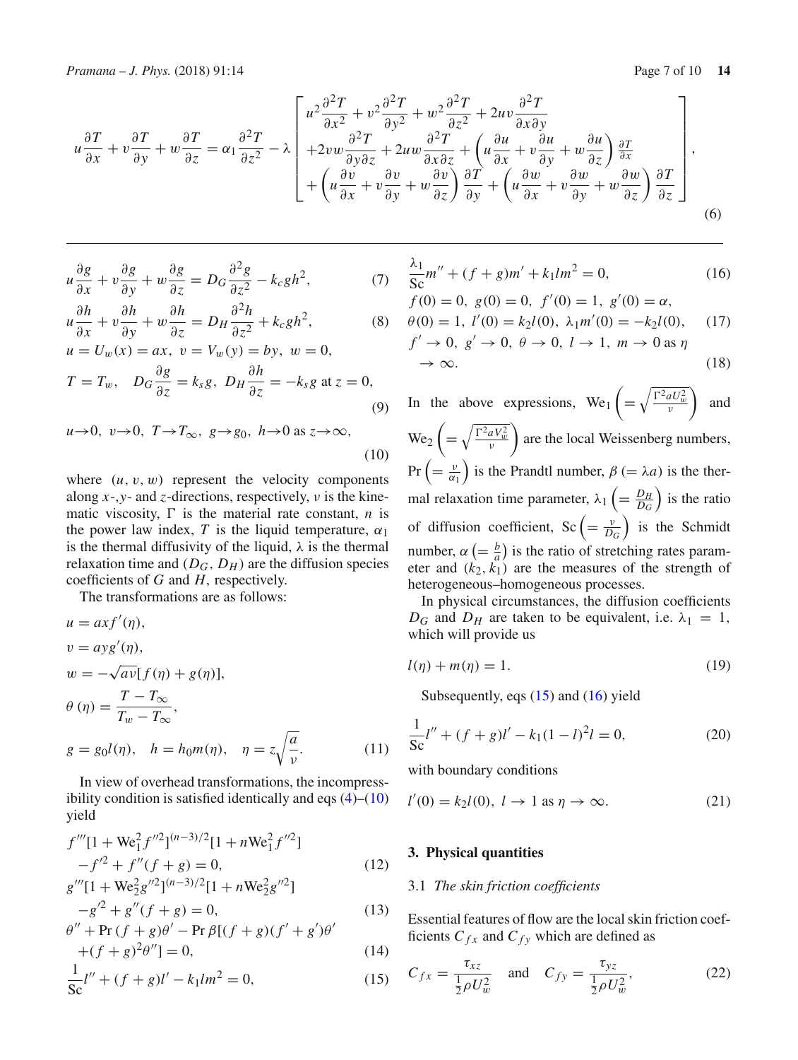$$u\frac{\partial T}{\partial x}+v\frac{\partial T}{\partial y}+w\frac{\partial T}{\partial z}=\alpha_1\frac{\partial^2 T}{\partial z^2}-\lambda\left[\begin{array}{l} u^2\dfrac{\partial^2 T}{\partial x^2}+v^2\dfrac{\partial^2 T}{\partial y^2}+w^2\dfrac{\partial^2 T}{\partial z^2}+2uv\dfrac{\partial^2 T}{\partial x\partial y} \\ +2vw\dfrac{\partial^2 T}{\partial y\partial z}+2uw\dfrac{\partial^2 T}{\partial x\partial z}+\left(u\dfrac{\partial u}{\partial x}+v\dfrac{\partial u}{\partial y}+w\dfrac{\partial u}{\partial z}\right)\frac{\partial T}{\partial x} \\ +\left(u\dfrac{\partial v}{\partial x}+v\dfrac{\partial v}{\partial y}+w\dfrac{\partial v}{\partial z}\right)\dfrac{\partial T}{\partial y}+\left(u\dfrac{\partial w}{\partial x}+v\dfrac{\partial w}{\partial y}+w\dfrac{\partial w}{\partial z}\right)\dfrac{\partial T}{\partial z}\end{array}\right], \tag{6}$$

$$u\frac{\partial g}{\partial x}+v\frac{\partial g}{\partial y}+w\frac{\partial g}{\partial z}=D_G\frac{\partial^2 g}{\partial z^2}-k_c g h^2, \tag{7}$$

$$u\frac{\partial h}{\partial x}+v\frac{\partial h}{\partial y}+w\frac{\partial h}{\partial z}=D_H\frac{\partial^2 h}{\partial z^2}+k_c g h^2, \tag{8}$$

$$u=U_w(x)=ax,\ v=V_w(y)=by,\ w=0,$$

$$T=T_w,\quad D_G\frac{\partial g}{\partial z}=k_s g,\ D_H\frac{\partial h}{\partial z}=-k_s g \text{ at } z=0, \tag{9}$$

$$u\to 0,\ v\to 0,\ T\to T_\infty,\ g\to g_0,\ h\to 0 \text{ as } z\to\infty, \tag{10}$$

where $(u, v, w)$ represent the velocity components along $x$-, $y$- and $z$-directions, respectively, $\nu$ is the kinematic viscosity, $\Gamma$ is the material rate constant, $n$ is the power law index, $T$ is the liquid temperature, $\alpha_1$ is the thermal diffusivity of the liquid, $\lambda$ is the thermal relaxation time and $(D_G, D_H)$ are the diffusion species coefficients of $G$ and $H$, respectively.

The transformations are as follows:

$$u=axf'(\eta),$$
$$v=ayg'(\eta),$$
$$w=-\sqrt{a\nu}[f(\eta)+g(\eta)],$$
$$\theta(\eta)=\frac{T-T_\infty}{T_w-T_\infty},$$
$$g=g_0 l(\eta),\quad h=h_0 m(\eta),\quad \eta=z\sqrt{\frac{a}{\nu}}. \tag{11}$$

In view of overhead transformations, the incompressibility condition is satisfied identically and eqs (4)–(10) yield

$$f'''[1+\mathrm{We}_1^2 f''^2]^{(n-3)/2}[1+n\mathrm{We}_1^2 f''^2] -f'^2+f''(f+g)=0, \tag{12}$$

$$g'''[1+\mathrm{We}_2^2 g''^2]^{(n-3)/2}[1+n\mathrm{We}_2^2 g''^2] -g'^2+g''(f+g)=0, \tag{13}$$

$$\theta''+\Pr(f+g)\theta'-\Pr\beta[(f+g)(f'+g')\theta' +(f+g)^2\theta'']=0, \tag{14}$$

$$\frac{1}{\mathrm{Sc}}l''+(f+g)l'-k_1 l m^2=0, \tag{15}$$

$$\frac{\lambda_1}{\mathrm{Sc}}m''+(f+g)m'+k_1 l m^2=0, \tag{16}$$

$$f(0)=0,\ g(0)=0,\ f'(0)=1,\ g'(0)=\alpha,$$
$$\theta(0)=1,\ l'(0)=k_2 l(0),\ \lambda_1 m'(0)=-k_2 l(0), \tag{17}$$

$$f'\to 0,\ g'\to 0,\ \theta\to 0,\ l\to 1,\ m\to 0 \text{ as } \eta\to\infty. \tag{18}$$

In the above expressions, $\mathrm{We}_1\left(=\sqrt{\frac{\Gamma^2 a U_w^2}{\nu}}\right)$ and $\mathrm{We}_2\left(=\sqrt{\frac{\Gamma^2 a V_w^2}{\nu}}\right)$ are the local Weissenberg numbers, $\Pr\left(=\frac{\nu}{\alpha_1}\right)$ is the Prandtl number, $\beta\ (=\lambda a)$ is the thermal relaxation time parameter, $\lambda_1\left(=\frac{D_H}{D_G}\right)$ is the ratio of diffusion coefficient, $\mathrm{Sc}\left(=\frac{\nu}{D_G}\right)$ is the Schmidt number, $\alpha\left(=\frac{b}{a}\right)$ is the ratio of stretching rates parameter and $(k_2, k_1)$ are the measures of the strength of heterogeneous–homogeneous processes.

In physical circumstances, the diffusion coefficients $D_G$ and $D_H$ are taken to be equivalent, i.e. $\lambda_1 = 1$, which will provide us

$$l(\eta)+m(\eta)=1. \tag{19}$$

Subsequently, eqs (15) and (16) yield

$$\frac{1}{\mathrm{Sc}}l''+(f+g)l'-k_1(1-l)^2 l=0, \tag{20}$$

with boundary conditions

$$l'(0)=k_2 l(0),\ l\to 1 \text{ as } \eta\to\infty. \tag{21}$$

## 3. Physical quantities

### 3.1 *The skin friction coefficients*

Essential features of flow are the local skin friction coefficients $C_{fx}$ and $C_{fy}$ which are defined as

$$C_{fx}=\frac{\tau_{xz}}{\frac{1}{2}\rho U_w^2}\quad\text{and}\quad C_{fy}=\frac{\tau_{yz}}{\frac{1}{2}\rho U_w^2}, \tag{22}$$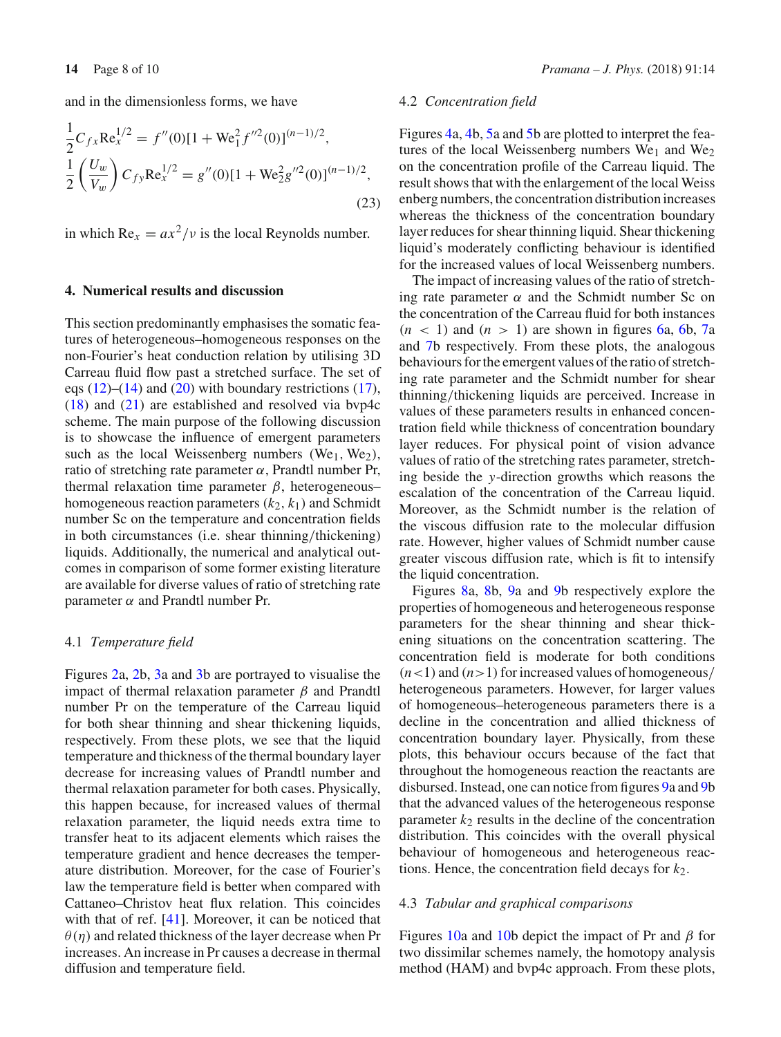and in the dimensionless forms, we have

$$\frac{1}{2} C_{fx} \mathrm{Re}_x^{1/2} = f''(0)[1 + \mathrm{We}_1^2 f''^2(0)]^{(n-1)/2},$$
$$\frac{1}{2} \left(\frac{U_w}{V_w}\right) C_{fy} \mathrm{Re}_x^{1/2} = g''(0)[1 + \mathrm{We}_2^2 g''^2(0)]^{(n-1)/2}, \tag{23}$$

in which $\mathrm{Re}_x = ax^2/\nu$ is the local Reynolds number.

## 4. Numerical results and discussion

This section predominantly emphasises the somatic features of heterogeneous–homogeneous responses on the non-Fourier's heat conduction relation by utilising 3D Carreau fluid flow past a stretched surface. The set of eqs (12)–(14) and (20) with boundary restrictions (17), (18) and (21) are established and resolved via bvp4c scheme. The main purpose of the following discussion is to showcase the influence of emergent parameters such as the local Weissenberg numbers ($\mathrm{We}_1$, $\mathrm{We}_2$), ratio of stretching rate parameter $\alpha$, Prandtl number Pr, thermal relaxation time parameter $\beta$, heterogeneous–homogeneous reaction parameters ($k_2$, $k_1$) and Schmidt number Sc on the temperature and concentration fields in both circumstances (i.e. shear thinning/thickening) liquids. Additionally, the numerical and analytical outcomes in comparison of some former existing literature are available for diverse values of ratio of stretching rate parameter $\alpha$ and Prandtl number Pr.

### 4.1 *Temperature field*

Figures 2a, 2b, 3a and 3b are portrayed to visualise the impact of thermal relaxation parameter $\beta$ and Prandtl number Pr on the temperature of the Carreau liquid for both shear thinning and shear thickening liquids, respectively. From these plots, we see that the liquid temperature and thickness of the thermal boundary layer decrease for increasing values of Prandtl number and thermal relaxation parameter for both cases. Physically, this happen because, for increased values of thermal relaxation parameter, the liquid needs extra time to transfer heat to its adjacent elements which raises the temperature gradient and hence decreases the temperature distribution. Moreover, for the case of Fourier's law the temperature field is better when compared with Cattaneo–Christov heat flux relation. This coincides with that of ref. [41]. Moreover, it can be noticed that $\theta(\eta)$ and related thickness of the layer decrease when Pr increases. An increase in Pr causes a decrease in thermal diffusion and temperature field.

### 4.2 *Concentration field*

Figures 4a, 4b, 5a and 5b are plotted to interpret the features of the local Weissenberg numbers $\mathrm{We}_1$ and $\mathrm{We}_2$ on the concentration profile of the Carreau liquid. The result shows that with the enlargement of the local Weissenberg numbers, the concentration distribution increases whereas the thickness of the concentration boundary layer reduces for shear thinning liquid. Shear thickening liquid's moderately conflicting behaviour is identified for the increased values of local Weissenberg numbers.

The impact of increasing values of the ratio of stretching rate parameter $\alpha$ and the Schmidt number Sc on the concentration of the Carreau fluid for both instances ($n < 1$) and ($n > 1$) are shown in figures 6a, 6b, 7a and 7b respectively. From these plots, the analogous behaviours for the emergent values of the ratio of stretching rate parameter and the Schmidt number for shear thinning/thickening liquids are perceived. Increase in values of these parameters results in enhanced concentration field while thickness of concentration boundary layer reduces. For physical point of vision advance values of ratio of the stretching rates parameter, stretching beside the $y$-direction growths which reasons the escalation of the concentration of the Carreau liquid. Moreover, as the Schmidt number is the relation of the viscous diffusion rate to the molecular diffusion rate. However, higher values of Schmidt number cause greater viscous diffusion rate, which is fit to intensify the liquid concentration.

Figures 8a, 8b, 9a and 9b respectively explore the properties of homogeneous and heterogeneous response parameters for the shear thinning and shear thickening situations on the concentration scattering. The concentration field is moderate for both conditions ($n<1$) and ($n>1$) for increased values of homogeneous/heterogeneous parameters. However, for larger values of homogeneous–heterogeneous parameters there is a decline in the concentration and allied thickness of concentration boundary layer. Physically, from these plots, this behaviour occurs because of the fact that throughout the homogeneous reaction the reactants are disbursed. Instead, one can notice from figures 9a and 9b that the advanced values of the heterogeneous response parameter $k_2$ results in the decline of the concentration distribution. This coincides with the overall physical behaviour of homogeneous and heterogeneous reactions. Hence, the concentration field decays for $k_2$.

### 4.3 *Tabular and graphical comparisons*

Figures 10a and 10b depict the impact of Pr and $\beta$ for two dissimilar schemes namely, the homotopy analysis method (HAM) and bvp4c approach. From these plots,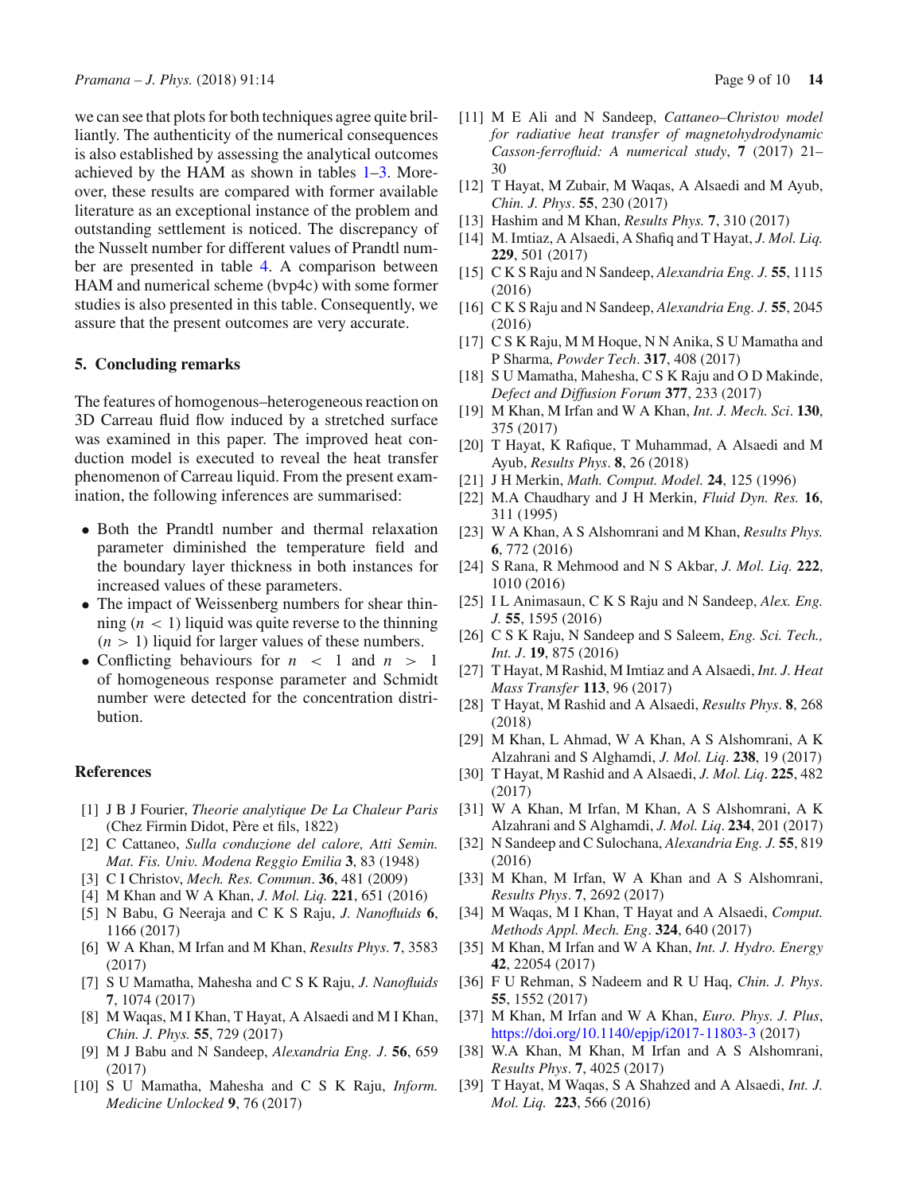we can see that plots for both techniques agree quite brilliantly. The authenticity of the numerical consequences is also established by assessing the analytical outcomes achieved by the HAM as shown in tables 1–3. Moreover, these results are compared with former available literature as an exceptional instance of the problem and outstanding settlement is noticed. The discrepancy of the Nusselt number for different values of Prandtl number are presented in table 4. A comparison between HAM and numerical scheme (bvp4c) with some former studies is also presented in this table. Consequently, we assure that the present outcomes are very accurate.

## 5. Concluding remarks

The features of homogenous–heterogeneous reaction on 3D Carreau fluid flow induced by a stretched surface was examined in this paper. The improved heat conduction model is executed to reveal the heat transfer phenomenon of Carreau liquid. From the present examination, the following inferences are summarised:

- Both the Prandtl number and thermal relaxation parameter diminished the temperature field and the boundary layer thickness in both instances for increased values of these parameters.
- The impact of Weissenberg numbers for shear thinning ($n < 1$) liquid was quite reverse to the thinning ($n > 1$) liquid for larger values of these numbers.
- Conflicting behaviours for $n < 1$ and $n > 1$ of homogeneous response parameter and Schmidt number were detected for the concentration distribution.

## References

[1] J B J Fourier, *Theorie analytique De La Chaleur Paris* (Chez Firmin Didot, Père et fils, 1822)

[2] C Cattaneo, *Sulla conduzione del calore, Atti Semin. Mat. Fis. Univ. Modena Reggio Emilia* **3**, 83 (1948)

[3] C I Christov, *Mech. Res. Commun*. **36**, 481 (2009)

[4] M Khan and W A Khan, *J. Mol. Liq.* **221**, 651 (2016)

[5] N Babu, G Neeraja and C K S Raju, *J. Nanofluids* **6**, 1166 (2017)

[6] W A Khan, M Irfan and M Khan, *Results Phys*. **7**, 3583 (2017)

[7] S U Mamatha, Mahesha and C S K Raju, *J. Nanofluids* **7**, 1074 (2017)

[8] M Waqas, M I Khan, T Hayat, A Alsaedi and M I Khan, *Chin. J. Phys.* **55**, 729 (2017)

[9] M J Babu and N Sandeep, *Alexandria Eng. J*. **56**, 659 (2017)

[10] S U Mamatha, Mahesha and C S K Raju, *Inform. Medicine Unlocked* **9**, 76 (2017)

[11] M E Ali and N Sandeep, *Cattaneo–Christov model for radiative heat transfer of magnetohydrodynamic Casson-ferrofluid: A numerical study*, **7** (2017) 21–30

[12] T Hayat, M Zubair, M Waqas, A Alsaedi and M Ayub, *Chin. J. Phys*. **55**, 230 (2017)

[13] Hashim and M Khan, *Results Phys.* **7**, 310 (2017)

[14] M. Imtiaz, A Alsaedi, A Shafiq and T Hayat, *J. Mol. Liq.* **229**, 501 (2017)

[15] C K S Raju and N Sandeep, *Alexandria Eng. J*. **55**, 1115 (2016)

[16] C K S Raju and N Sandeep, *Alexandria Eng. J*. **55**, 2045 (2016)

[17] C S K Raju, M M Hoque, N N Anika, S U Mamatha and P Sharma, *Powder Tech*. **317**, 408 (2017)

[18] S U Mamatha, Mahesha, C S K Raju and O D Makinde, *Defect and Diffusion Forum* **377**, 233 (2017)

[19] M Khan, M Irfan and W A Khan, *Int. J. Mech. Sci*. **130**, 375 (2017)

[20] T Hayat, K Rafique, T Muhammad, A Alsaedi and M Ayub, *Results Phys*. **8**, 26 (2018)

[21] J H Merkin, *Math. Comput. Model.* **24**, 125 (1996)

[22] M.A Chaudhary and J H Merkin, *Fluid Dyn. Res.* **16**, 311 (1995)

[23] W A Khan, A S Alshomrani and M Khan, *Results Phys.* **6**, 772 (2016)

[24] S Rana, R Mehmood and N S Akbar, *J. Mol. Liq.* **222**, 1010 (2016)

[25] I L Animasaun, C K S Raju and N Sandeep, *Alex. Eng. J.* **55**, 1595 (2016)

[26] C S K Raju, N Sandeep and S Saleem, *Eng. Sci. Tech., Int. J*. **19**, 875 (2016)

[27] T Hayat, M Rashid, M Imtiaz and A Alsaedi, *Int. J. Heat Mass Transfer* **113**, 96 (2017)

[28] T Hayat, M Rashid and A Alsaedi, *Results Phys*. **8**, 268 (2018)

[29] M Khan, L Ahmad, W A Khan, A S Alshomrani, A K Alzahrani and S Alghamdi, *J. Mol. Liq*. **238**, 19 (2017)

[30] T Hayat, M Rashid and A Alsaedi, *J. Mol. Liq*. **225**, 482 (2017)

[31] W A Khan, M Irfan, M Khan, A S Alshomrani, A K Alzahrani and S Alghamdi, *J. Mol. Liq*. **234**, 201 (2017)

[32] N Sandeep and C Sulochana, *Alexandria Eng. J.* **55**, 819 (2016)

[33] M Khan, M Irfan, W A Khan and A S Alshomrani, *Results Phys*. **7**, 2692 (2017)

[34] M Waqas, M I Khan, T Hayat and A Alsaedi, *Comput. Methods Appl. Mech. Eng*. **324**, 640 (2017)

[35] M Khan, M Irfan and W A Khan, *Int. J. Hydro. Energy* **42**, 22054 (2017)

[36] F U Rehman, S Nadeem and R U Haq, *Chin. J. Phys*. **55**, 1552 (2017)

[37] M Khan, M Irfan and W A Khan, *Euro. Phys. J. Plus*, https://doi.org/10.1140/epjp/i2017-11803-3 (2017)

[38] W.A Khan, M Khan, M Irfan and A S Alshomrani, *Results Phys*. **7**, 4025 (2017)

[39] T Hayat, M Waqas, S A Shahzed and A Alsaedi, *Int. J. Mol. Liq.* **223**, 566 (2016)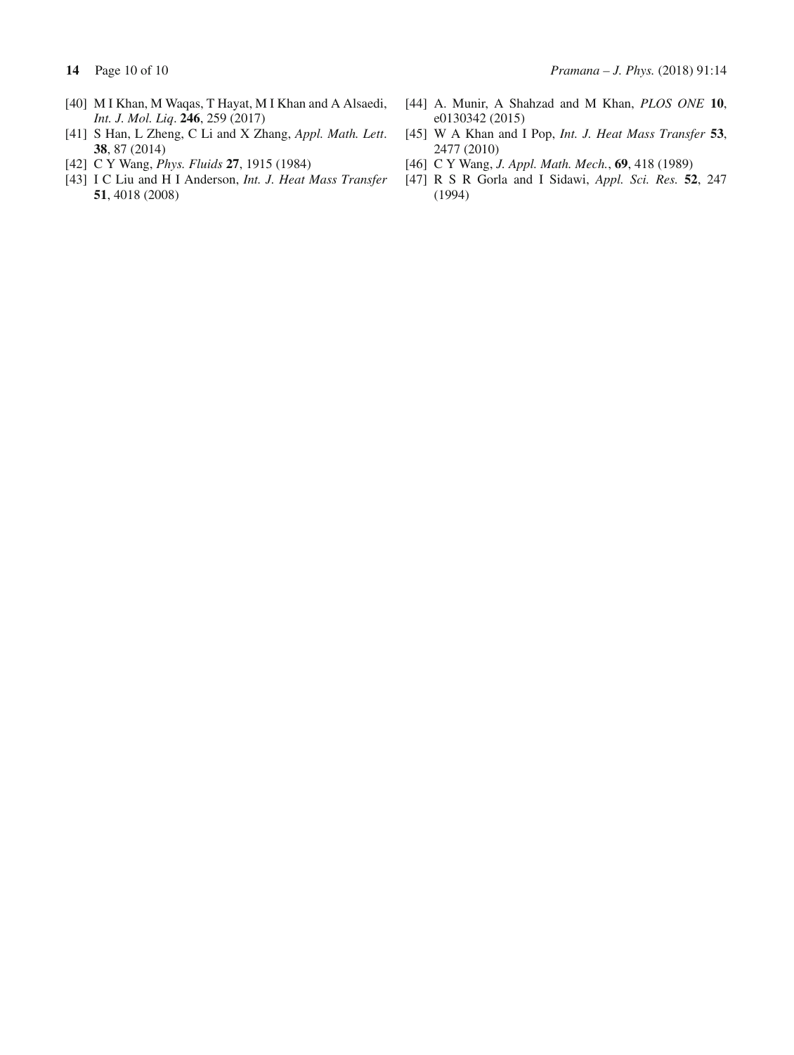[40] M I Khan, M Waqas, T Hayat, M I Khan and A Alsaedi, *Int. J. Mol. Liq*. **246**, 259 (2017)

[41] S Han, L Zheng, C Li and X Zhang, *Appl. Math. Lett*. **38**, 87 (2014)

[42] C Y Wang, *Phys. Fluids* **27**, 1915 (1984)

[43] I C Liu and H I Anderson, *Int. J. Heat Mass Transfer* **51**, 4018 (2008)

[44] A. Munir, A Shahzad and M Khan, *PLOS ONE* **10**, e0130342 (2015)

[45] W A Khan and I Pop, *Int. J. Heat Mass Transfer* **53**, 2477 (2010)

[46] C Y Wang, *J. Appl. Math. Mech.*, **69**, 418 (1989)

[47] R S R Gorla and I Sidawi, *Appl. Sci. Res.* **52**, 247 (1994)